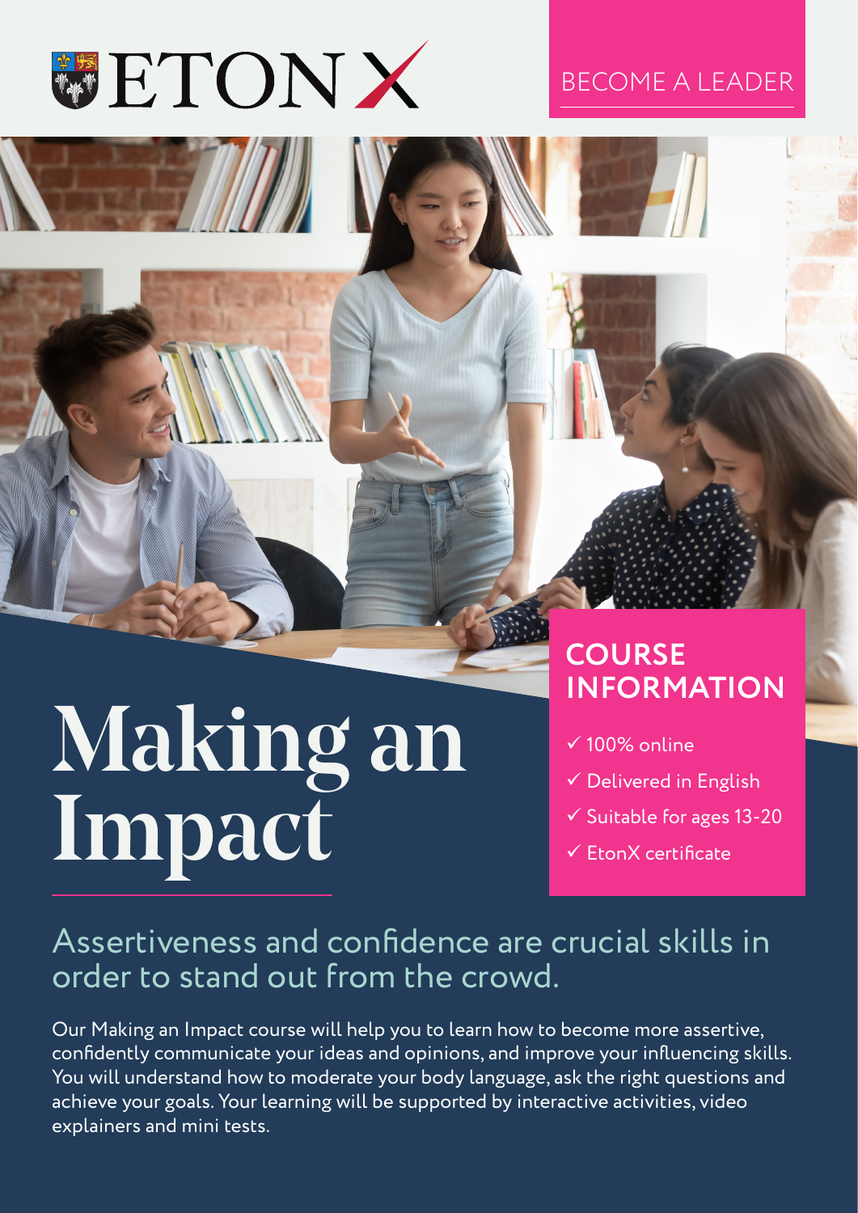ETON X

BECOME A LEADER

# Making an Impact

## COURSE INFORMATION

- ✓ 100% online
- ✓ Delivered in English
- ✓ Suitable for ages 13-20
- ✓ EtonX certificate

## Assertiveness and confidence are crucial skills in order to stand out from the crowd.

Our Making an Impact course will help you to learn how to become more assertive, confidently communicate your ideas and opinions, and improve your influencing skills. You will understand how to moderate your body language, ask the right questions and achieve your goals. Your learning will be supported by interactive activities, video explainers and mini tests.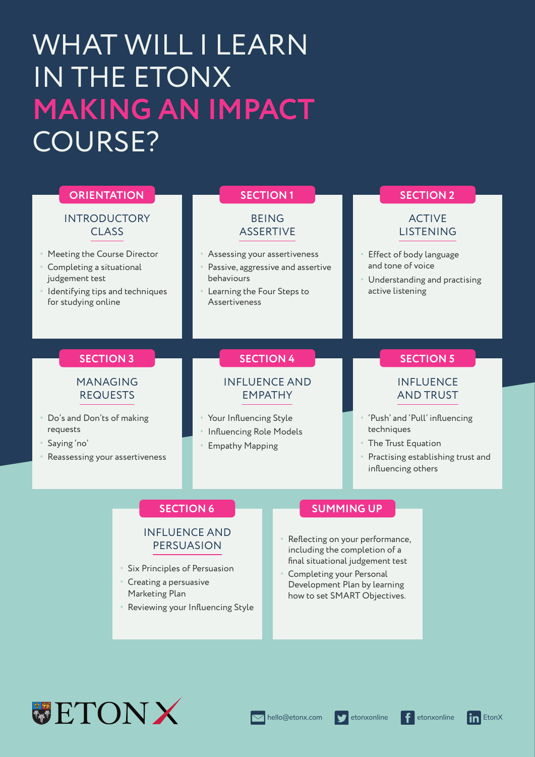# WHAT WILL I LEARN IN THE ETONX MAKING AN IMPACT COURSE?

## ORIENTATION

### INTRODUCTORY CLASS

- Meeting the Course Director
- Completing a situational judgement test
- Identifying tips and techniques for studying online

## SECTION 1

### BEING ASSERTIVE

- Assessing your assertiveness
- Passive, aggressive and assertive behaviours
- Learning the Four Steps to Assertiveness

## SECTION 2

### ACTIVE LISTENING

- Effect of body language and tone of voice
- Understanding and practising active listening

## SECTION 3

### MANAGING REQUESTS

- Do's and Don'ts of making requests
- Saying 'no'
- Reassessing your assertiveness

## SECTION 4

### INFLUENCE AND EMPATHY

- Your Influencing Style
- Influencing Role Models
- Empathy Mapping

## SECTION 5

### INFLUENCE AND TRUST

- 'Push' and 'Pull' influencing techniques
- The Trust Equation
- Practising establishing trust and influencing others

## SECTION 6

### INFLUENCE AND PERSUASION

- Six Principles of Persuasion
- Creating a persuasive Marketing Plan
- Reviewing your Influencing Style

## SUMMING UP

- Reflecting on your performance, including the completion of a final situational judgement test
- Completing your Personal Development Plan by learning how to set SMART Objectives.

ETONX

hello@etonx.com | etonxonline | etonxonline | EtonX